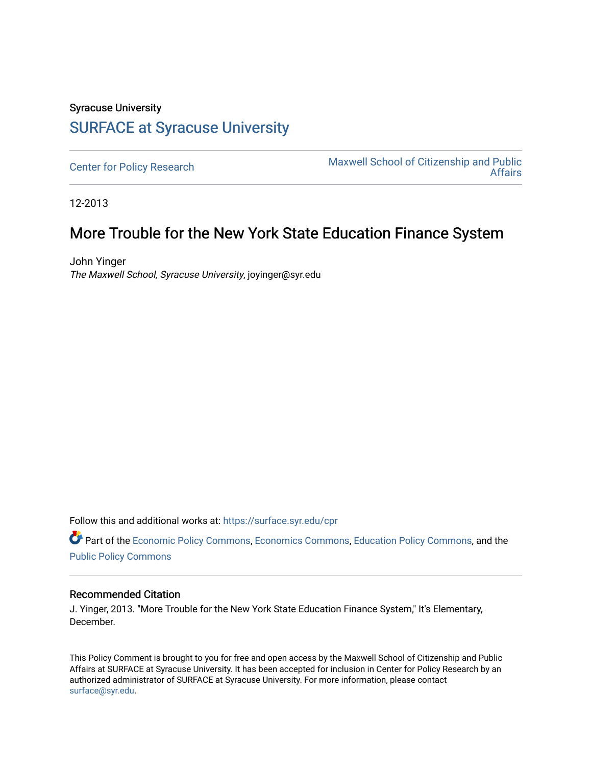Syracuse University

# SURFACE at Syracuse University

Center for Policy Research | Maxwell School of Citizenship and Public Affairs

12-2013

## More Trouble for the New York State Education Finance System

John Yinger
*The Maxwell School, Syracuse University*, joyinger@syr.edu

Follow this and additional works at: https://surface.syr.edu/cpr

Part of the Economic Policy Commons, Economics Commons, Education Policy Commons, and the Public Policy Commons

### Recommended Citation

J. Yinger, 2013. "More Trouble for the New York State Education Finance System," It's Elementary, December.

This Policy Comment is brought to you for free and open access by the Maxwell School of Citizenship and Public Affairs at SURFACE at Syracuse University. It has been accepted for inclusion in Center for Policy Research by an authorized administrator of SURFACE at Syracuse University. For more information, please contact surface@syr.edu.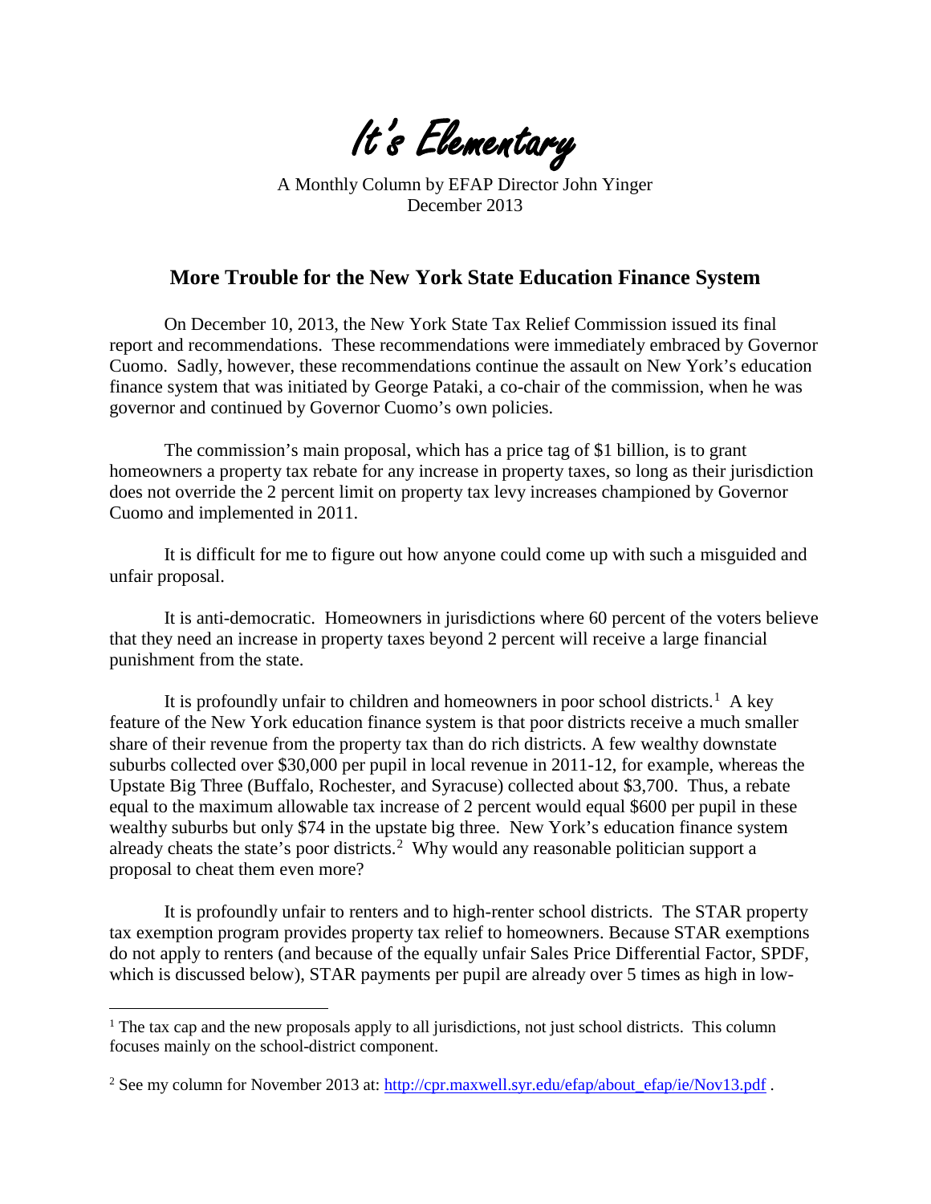# It's Elementary

A Monthly Column by EFAP Director John Yinger
December 2013

## More Trouble for the New York State Education Finance System

On December 10, 2013, the New York State Tax Relief Commission issued its final report and recommendations. These recommendations were immediately embraced by Governor Cuomo. Sadly, however, these recommendations continue the assault on New York's education finance system that was initiated by George Pataki, a co-chair of the commission, when he was governor and continued by Governor Cuomo's own policies.

The commission's main proposal, which has a price tag of $1 billion, is to grant homeowners a property tax rebate for any increase in property taxes, so long as their jurisdiction does not override the 2 percent limit on property tax levy increases championed by Governor Cuomo and implemented in 2011.

It is difficult for me to figure out how anyone could come up with such a misguided and unfair proposal.

It is anti-democratic. Homeowners in jurisdictions where 60 percent of the voters believe that they need an increase in property taxes beyond 2 percent will receive a large financial punishment from the state.

It is profoundly unfair to children and homeowners in poor school districts.[1] A key feature of the New York education finance system is that poor districts receive a much smaller share of their revenue from the property tax than do rich districts. A few wealthy downstate suburbs collected over $30,000 per pupil in local revenue in 2011-12, for example, whereas the Upstate Big Three (Buffalo, Rochester, and Syracuse) collected about $3,700. Thus, a rebate equal to the maximum allowable tax increase of 2 percent would equal $600 per pupil in these wealthy suburbs but only $74 in the upstate big three. New York's education finance system already cheats the state's poor districts.[2] Why would any reasonable politician support a proposal to cheat them even more?

It is profoundly unfair to renters and to high-renter school districts. The STAR property tax exemption program provides property tax relief to homeowners. Because STAR exemptions do not apply to renters (and because of the equally unfair Sales Price Differential Factor, SPDF, which is discussed below), STAR payments per pupil are already over 5 times as high in low-

[1] The tax cap and the new proposals apply to all jurisdictions, not just school districts. This column focuses mainly on the school-district component.

[2] See my column for November 2013 at: http://cpr.maxwell.syr.edu/efap/about_efap/ie/Nov13.pdf .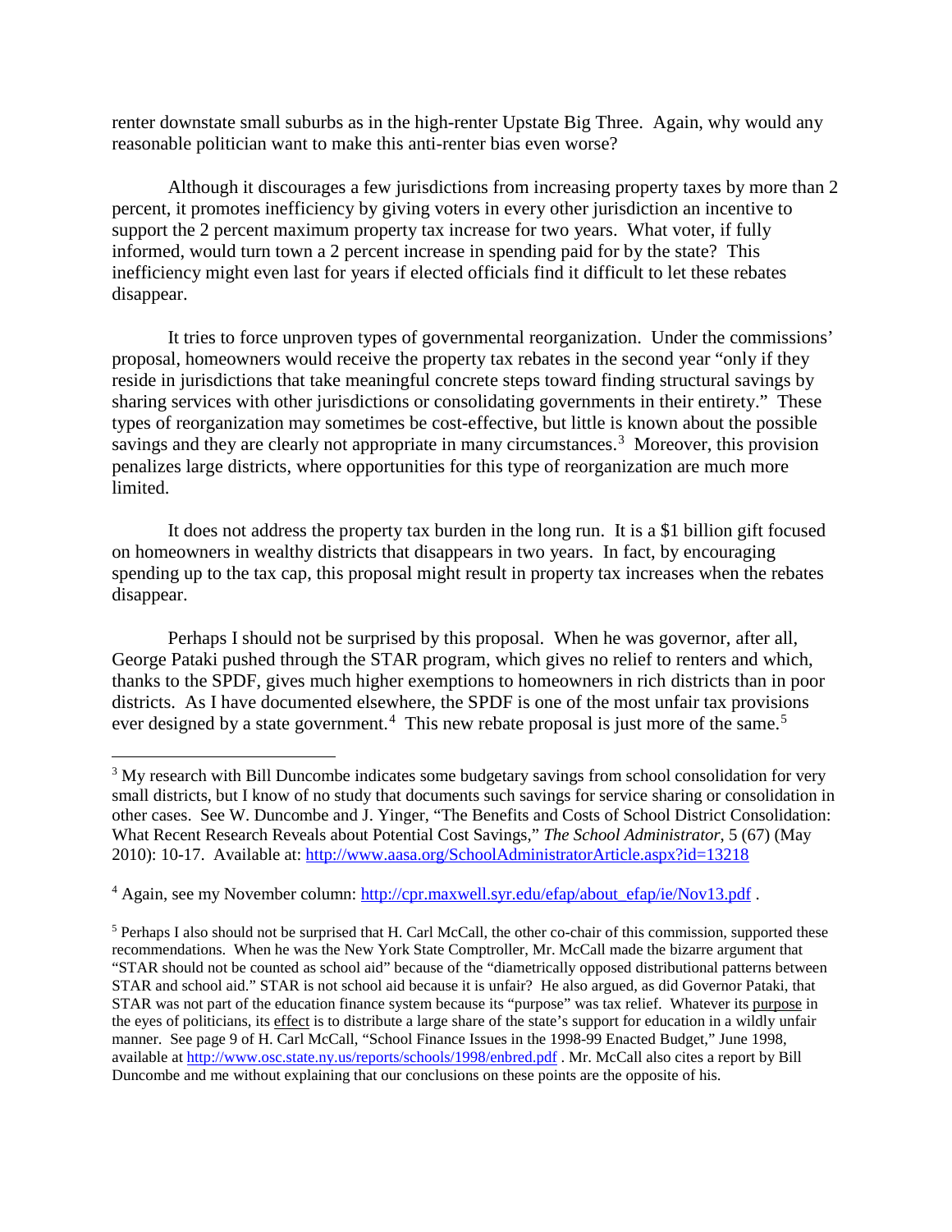renter downstate small suburbs as in the high-renter Upstate Big Three. Again, why would any reasonable politician want to make this anti-renter bias even worse?

Although it discourages a few jurisdictions from increasing property taxes by more than 2 percent, it promotes inefficiency by giving voters in every other jurisdiction an incentive to support the 2 percent maximum property tax increase for two years. What voter, if fully informed, would turn town a 2 percent increase in spending paid for by the state? This inefficiency might even last for years if elected officials find it difficult to let these rebates disappear.

It tries to force unproven types of governmental reorganization. Under the commissions' proposal, homeowners would receive the property tax rebates in the second year "only if they reside in jurisdictions that take meaningful concrete steps toward finding structural savings by sharing services with other jurisdictions or consolidating governments in their entirety." These types of reorganization may sometimes be cost-effective, but little is known about the possible savings and they are clearly not appropriate in many circumstances.[3] Moreover, this provision penalizes large districts, where opportunities for this type of reorganization are much more limited.

It does not address the property tax burden in the long run. It is a $1 billion gift focused on homeowners in wealthy districts that disappears in two years. In fact, by encouraging spending up to the tax cap, this proposal might result in property tax increases when the rebates disappear.

Perhaps I should not be surprised by this proposal. When he was governor, after all, George Pataki pushed through the STAR program, which gives no relief to renters and which, thanks to the SPDF, gives much higher exemptions to homeowners in rich districts than in poor districts. As I have documented elsewhere, the SPDF is one of the most unfair tax provisions ever designed by a state government.[4] This new rebate proposal is just more of the same.[5]

---

[3] My research with Bill Duncombe indicates some budgetary savings from school consolidation for very small districts, but I know of no study that documents such savings for service sharing or consolidation in other cases. See W. Duncombe and J. Yinger, "The Benefits and Costs of School District Consolidation: What Recent Research Reveals about Potential Cost Savings," *The School Administrator*, 5 (67) (May 2010): 10-17. Available at: http://www.aasa.org/SchoolAdministratorArticle.aspx?id=13218

[4] Again, see my November column: http://cpr.maxwell.syr.edu/efap/about_efap/ie/Nov13.pdf .

[5] Perhaps I also should not be surprised that H. Carl McCall, the other co-chair of this commission, supported these recommendations. When he was the New York State Comptroller, Mr. McCall made the bizarre argument that "STAR should not be counted as school aid" because of the "diametrically opposed distributional patterns between STAR and school aid." STAR is not school aid because it is unfair? He also argued, as did Governor Pataki, that STAR was not part of the education finance system because its "purpose" was tax relief. Whatever its purpose in the eyes of politicians, its effect is to distribute a large share of the state's support for education in a wildly unfair manner. See page 9 of H. Carl McCall, "School Finance Issues in the 1998-99 Enacted Budget," June 1998, available at http://www.osc.state.ny.us/reports/schools/1998/enbred.pdf . Mr. McCall also cites a report by Bill Duncombe and me without explaining that our conclusions on these points are the opposite of his.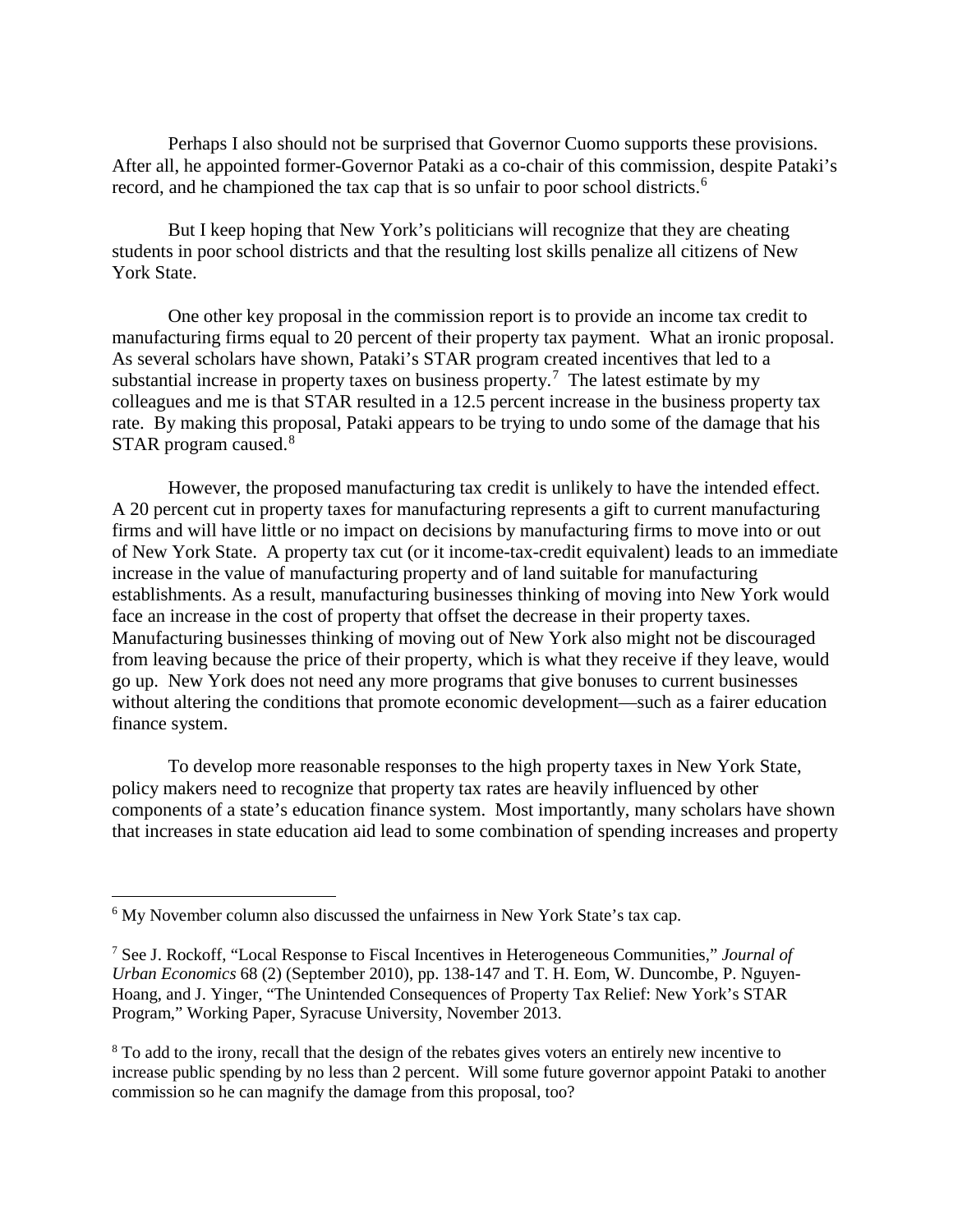Perhaps I also should not be surprised that Governor Cuomo supports these provisions. After all, he appointed former-Governor Pataki as a co-chair of this commission, despite Pataki's record, and he championed the tax cap that is so unfair to poor school districts.[6]

But I keep hoping that New York's politicians will recognize that they are cheating students in poor school districts and that the resulting lost skills penalize all citizens of New York State.

One other key proposal in the commission report is to provide an income tax credit to manufacturing firms equal to 20 percent of their property tax payment. What an ironic proposal. As several scholars have shown, Pataki's STAR program created incentives that led to a substantial increase in property taxes on business property.[7] The latest estimate by my colleagues and me is that STAR resulted in a 12.5 percent increase in the business property tax rate. By making this proposal, Pataki appears to be trying to undo some of the damage that his STAR program caused.[8]

However, the proposed manufacturing tax credit is unlikely to have the intended effect. A 20 percent cut in property taxes for manufacturing represents a gift to current manufacturing firms and will have little or no impact on decisions by manufacturing firms to move into or out of New York State. A property tax cut (or it income-tax-credit equivalent) leads to an immediate increase in the value of manufacturing property and of land suitable for manufacturing establishments. As a result, manufacturing businesses thinking of moving into New York would face an increase in the cost of property that offset the decrease in their property taxes. Manufacturing businesses thinking of moving out of New York also might not be discouraged from leaving because the price of their property, which is what they receive if they leave, would go up. New York does not need any more programs that give bonuses to current businesses without altering the conditions that promote economic development—such as a fairer education finance system.

To develop more reasonable responses to the high property taxes in New York State, policy makers need to recognize that property tax rates are heavily influenced by other components of a state's education finance system. Most importantly, many scholars have shown that increases in state education aid lead to some combination of spending increases and property

---

[6] My November column also discussed the unfairness in New York State's tax cap.

[7] See J. Rockoff, "Local Response to Fiscal Incentives in Heterogeneous Communities," *Journal of Urban Economics* 68 (2) (September 2010), pp. 138-147 and T. H. Eom, W. Duncombe, P. Nguyen-Hoang, and J. Yinger, "The Unintended Consequences of Property Tax Relief: New York's STAR Program," Working Paper, Syracuse University, November 2013.

[8] To add to the irony, recall that the design of the rebates gives voters an entirely new incentive to increase public spending by no less than 2 percent. Will some future governor appoint Pataki to another commission so he can magnify the damage from this proposal, too?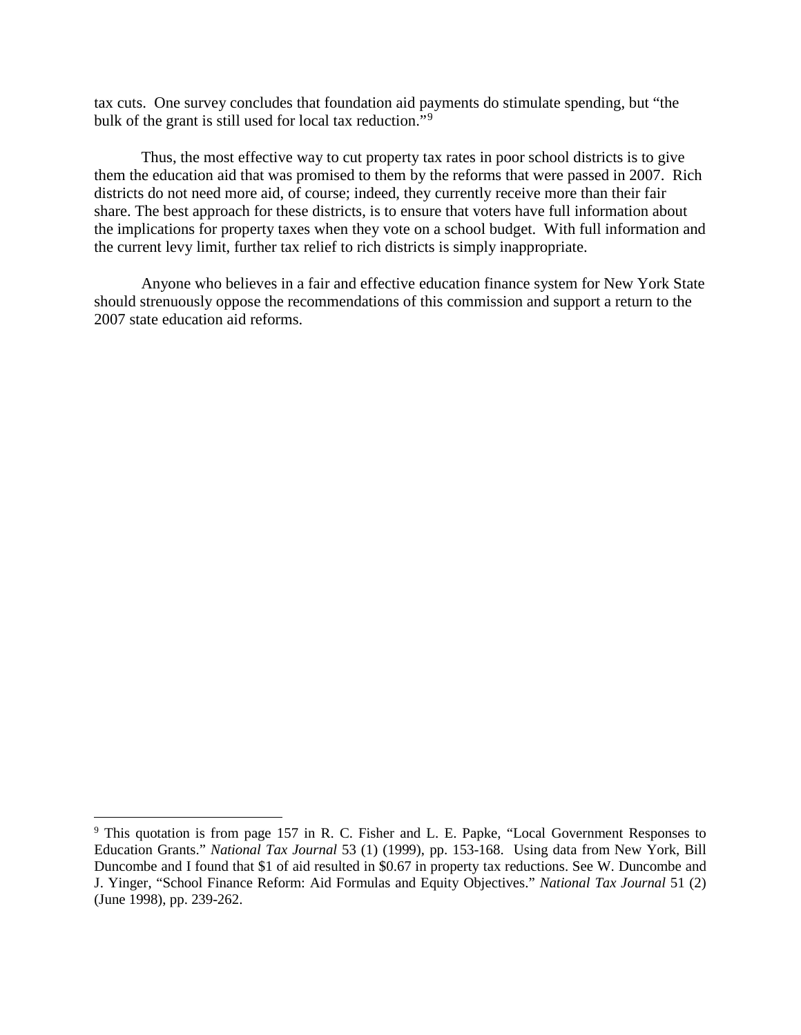tax cuts. One survey concludes that foundation aid payments do stimulate spending, but "the bulk of the grant is still used for local tax reduction."[9]

Thus, the most effective way to cut property tax rates in poor school districts is to give them the education aid that was promised to them by the reforms that were passed in 2007. Rich districts do not need more aid, of course; indeed, they currently receive more than their fair share. The best approach for these districts, is to ensure that voters have full information about the implications for property taxes when they vote on a school budget. With full information and the current levy limit, further tax relief to rich districts is simply inappropriate.

Anyone who believes in a fair and effective education finance system for New York State should strenuously oppose the recommendations of this commission and support a return to the 2007 state education aid reforms.

---

[9] This quotation is from page 157 in R. C. Fisher and L. E. Papke, "Local Government Responses to Education Grants." *National Tax Journal* 53 (1) (1999), pp. 153-168. Using data from New York, Bill Duncombe and I found that $1 of aid resulted in $0.67 in property tax reductions. See W. Duncombe and J. Yinger, "School Finance Reform: Aid Formulas and Equity Objectives." *National Tax Journal* 51 (2) (June 1998), pp. 239-262.